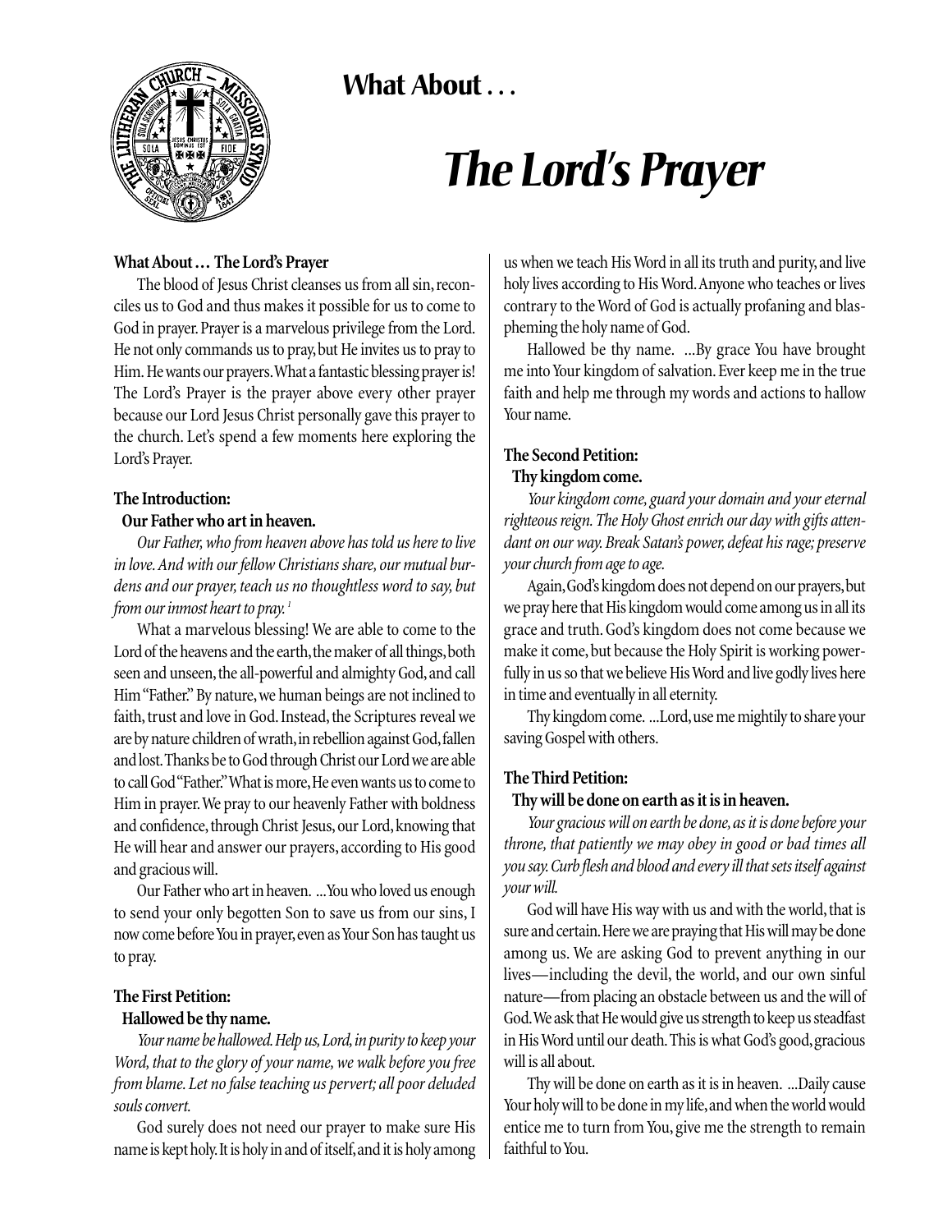# What About . . .

# *The Lord's Prayer*

**What About … The Lord's Prayer**

The blood of Jesus Christ cleanses us from all sin, reconciles us to God and thus makes it possible for us to come to God in prayer. Prayer is a marvelous privilege from the Lord. He not only commands us to pray, but He invites us to pray to Him. He wants our prayers. What a fantastic blessing prayer is! The Lord's Prayer is the prayer above every other prayer because our Lord Jesus Christ personally gave this prayer to the church. Let's spend a few moments here exploring the Lord's Prayer.

**The Introduction:**
**Our Father who art in heaven.**

*Our Father, who from heaven above has told us here to live in love. And with our fellow Christians share, our mutual burdens and our prayer, teach us no thoughtless word to say, but from our inmost heart to pray.* [1]

What a marvelous blessing! We are able to come to the Lord of the heavens and the earth, the maker of all things, both seen and unseen, the all-powerful and almighty God, and call Him "Father." By nature, we human beings are not inclined to faith, trust and love in God. Instead, the Scriptures reveal we are by nature children of wrath, in rebellion against God, fallen and lost. Thanks be to God through Christ our Lord we are able to call God "Father." What is more, He even wants us to come to Him in prayer. We pray to our heavenly Father with boldness and confidence, through Christ Jesus, our Lord, knowing that He will hear and answer our prayers, according to His good and gracious will.

Our Father who art in heaven. ...You who loved us enough to send your only begotten Son to save us from our sins, I now come before You in prayer, even as Your Son has taught us to pray.

**The First Petition:**
**Hallowed be thy name.**

*Your name be hallowed. Help us, Lord, in purity to keep your Word, that to the glory of your name, we walk before you free from blame. Let no false teaching us pervert; all poor deluded souls convert.*

God surely does not need our prayer to make sure His name is kept holy. It is holy in and of itself, and it is holy among us when we teach His Word in all its truth and purity, and live holy lives according to His Word. Anyone who teaches or lives contrary to the Word of God is actually profaning and blaspheming the holy name of God.

Hallowed be thy name. ...By grace You have brought me into Your kingdom of salvation. Ever keep me in the true faith and help me through my words and actions to hallow Your name.

**The Second Petition:**
**Thy kingdom come.**

*Your kingdom come, guard your domain and your eternal righteous reign. The Holy Ghost enrich our day with gifts attendant on our way. Break Satan's power, defeat his rage; preserve your church from age to age.*

Again, God's kingdom does not depend on our prayers, but we pray here that His kingdom would come among us in all its grace and truth. God's kingdom does not come because we make it come, but because the Holy Spirit is working powerfully in us so that we believe His Word and live godly lives here in time and eventually in all eternity.

Thy kingdom come. ...Lord, use me mightily to share your saving Gospel with others.

**The Third Petition:**
**Thy will be done on earth as it is in heaven.**

*Your gracious will on earth be done, as it is done before your throne, that patiently we may obey in good or bad times all you say. Curb flesh and blood and every ill that sets itself against your will.*

God will have His way with us and with the world, that is sure and certain. Here we are praying that His will may be done among us. We are asking God to prevent anything in our lives—including the devil, the world, and our own sinful nature—from placing an obstacle between us and the will of God. We ask that He would give us strength to keep us steadfast in His Word until our death. This is what God's good, gracious will is all about.

Thy will be done on earth as it is in heaven. ...Daily cause Your holy will to be done in my life, and when the world would entice me to turn from You, give me the strength to remain faithful to You.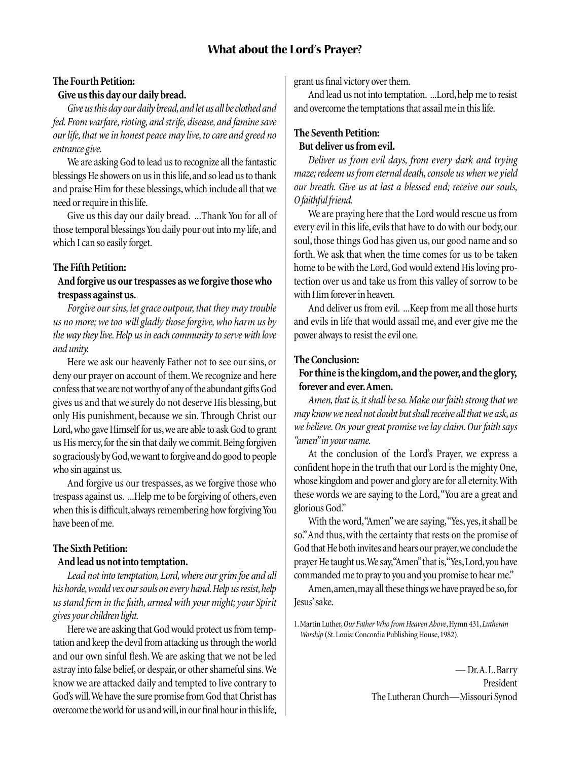# What about the Lord's Prayer?

**The Fourth Petition:**

**Give us this day our daily bread.**

*Give us this day our daily bread, and let us all be clothed and fed. From warfare, rioting, and strife, disease, and famine save our life, that we in honest peace may live, to care and greed no entrance give.*

We are asking God to lead us to recognize all the fantastic blessings He showers on us in this life, and so lead us to thank and praise Him for these blessings, which include all that we need or require in this life.

Give us this day our daily bread. ...Thank You for all of those temporal blessings You daily pour out into my life, and which I can so easily forget.

**The Fifth Petition:**

**And forgive us our trespasses as we forgive those who trespass against us.**

*Forgive our sins, let grace outpour, that they may trouble us no more; we too will gladly those forgive, who harm us by the way they live. Help us in each community to serve with love and unity.*

Here we ask our heavenly Father not to see our sins, or deny our prayer on account of them. We recognize and here confess that we are not worthy of any of the abundant gifts God gives us and that we surely do not deserve His blessing, but only His punishment, because we sin. Through Christ our Lord, who gave Himself for us, we are able to ask God to grant us His mercy, for the sin that daily we commit. Being forgiven so graciously by God, we want to forgive and do good to people who sin against us.

And forgive us our trespasses, as we forgive those who trespass against us. ...Help me to be forgiving of others, even when this is difficult, always remembering how forgiving You have been of me.

**The Sixth Petition:**

**And lead us not into temptation.**

*Lead not into temptation, Lord, where our grim foe and all his horde, would vex our souls on every hand. Help us resist, help us stand firm in the faith, armed with your might; your Spirit gives your children light.*

Here we are asking that God would protect us from temptation and keep the devil from attacking us through the world and our own sinful flesh. We are asking that we not be led astray into false belief, or despair, or other shameful sins. We know we are attacked daily and tempted to live contrary to God's will. We have the sure promise from God that Christ has overcome the world for us and will, in our final hour in this life, grant us final victory over them.

And lead us not into temptation. ...Lord, help me to resist and overcome the temptations that assail me in this life.

**The Seventh Petition:**

**But deliver us from evil.**

*Deliver us from evil days, from every dark and trying maze; redeem us from eternal death, console us when we yield our breath. Give us at last a blessed end; receive our souls, O faithful friend.*

We are praying here that the Lord would rescue us from every evil in this life, evils that have to do with our body, our soul, those things God has given us, our good name and so forth. We ask that when the time comes for us to be taken home to be with the Lord, God would extend His loving protection over us and take us from this valley of sorrow to be with Him forever in heaven.

And deliver us from evil. ...Keep from me all those hurts and evils in life that would assail me, and ever give me the power always to resist the evil one.

**The Conclusion:**

**For thine is the kingdom, and the power, and the glory, forever and ever. Amen.**

*Amen, that is, it shall be so. Make our faith strong that we may know we need not doubt but shall receive all that we ask, as we believe. On your great promise we lay claim. Our faith says "amen" in your name.*

At the conclusion of the Lord's Prayer, we express a confident hope in the truth that our Lord is the mighty One, whose kingdom and power and glory are for all eternity. With these words we are saying to the Lord, "You are a great and glorious God."

With the word, "Amen" we are saying, "Yes, yes, it shall be so." And thus, with the certainty that rests on the promise of God that He both invites and hears our prayer, we conclude the prayer He taught us. We say, "Amen" that is, "Yes, Lord, you have commanded me to pray to you and you promise to hear me."

Amen, amen, may all these things we have prayed be so, for Jesus' sake.

1. Martin Luther, *Our Father Who from Heaven Above*, Hymn 431, *Lutheran Worship* (St. Louis: Concordia Publishing House, 1982).

— Dr. A. L. Barry
President
The Lutheran Church—Missouri Synod